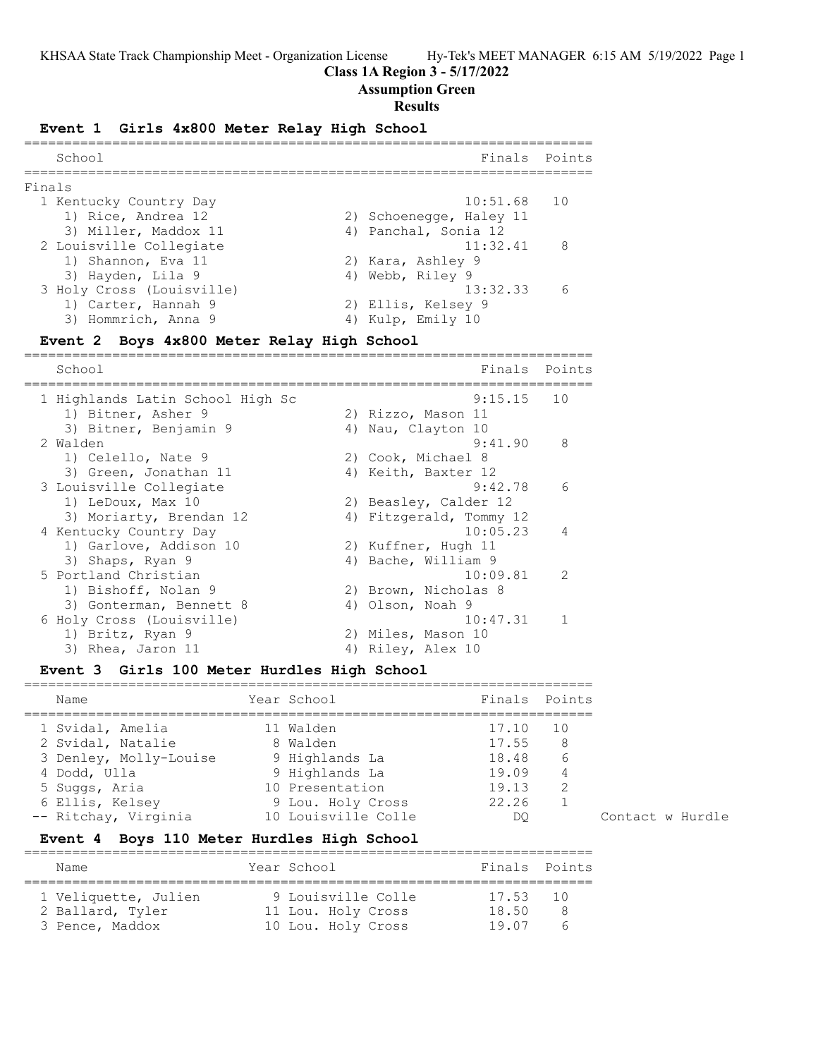KHSAA State Track Championship Meet - Organization License Hy-Tek's MEET MANAGER 6:15 AM 5/19/2022

# Class 1A Region 3 - 5/17/2022
## Assumption Green
## Results

### Event 1 Girls 4x800 Meter Relay High School

**Finals**

| School | Finals | Points |
|---|---|---|
| 1 Kentucky Country Day | 10:51.68 | 10 |
| 1) Rice, Andrea 12; 2) Schoenegge, Haley 11; 3) Miller, Maddox 11; 4) Panchal, Sonia 12 | | |
| 2 Louisville Collegiate | 11:32.41 | 8 |
| 1) Shannon, Eva 11; 2) Kara, Ashley 9; 3) Hayden, Lila 9; 4) Webb, Riley 9 | | |
| 3 Holy Cross (Louisville) | 13:32.33 | 6 |
| 1) Carter, Hannah 9; 2) Ellis, Kelsey 9; 3) Hommrich, Anna 9; 4) Kulp, Emily 10 | | |

### Event 2 Boys 4x800 Meter Relay High School

| School | Finals | Points |
|---|---|---|
| 1 Highlands Latin School High Sc | 9:15.15 | 10 |
| 1) Bitner, Asher 9; 2) Rizzo, Mason 11; 3) Bitner, Benjamin 9; 4) Nau, Clayton 10 | | |
| 2 Walden | 9:41.90 | 8 |
| 1) Celello, Nate 9; 2) Cook, Michael 8; 3) Green, Jonathan 11; 4) Keith, Baxter 12 | | |
| 3 Louisville Collegiate | 9:42.78 | 6 |
| 1) LeDoux, Max 10; 2) Beasley, Calder 12; 3) Moriarty, Brendan 12; 4) Fitzgerald, Tommy 12 | | |
| 4 Kentucky Country Day | 10:05.23 | 4 |
| 1) Garlove, Addison 10; 2) Kuffner, Hugh 11; 3) Shaps, Ryan 9; 4) Bache, William 9 | | |
| 5 Portland Christian | 10:09.81 | 2 |
| 1) Bishoff, Nolan 9; 2) Brown, Nicholas 8; 3) Gonterman, Bennett 8; 4) Olson, Noah 9 | | |
| 6 Holy Cross (Louisville) | 10:47.31 | 1 |
| 1) Britz, Ryan 9; 2) Miles, Mason 10; 3) Rhea, Jaron 11; 4) Riley, Alex 10 | | |

### Event 3 Girls 100 Meter Hurdles High School

| Name | Year | School | Finals | Points | |
|---|---|---|---|---|---|
| 1 Svidal, Amelia | 11 | Walden | 17.10 | 10 | |
| 2 Svidal, Natalie | 8 | Walden | 17.55 | 8 | |
| 3 Denley, Molly-Louise | 9 | Highlands La | 18.48 | 6 | |
| 4 Dodd, Ulla | 9 | Highlands La | 19.09 | 4 | |
| 5 Suggs, Aria | 10 | Presentation | 19.13 | 2 | |
| 6 Ellis, Kelsey | 9 | Lou. Holy Cross | 22.26 | 1 | |
| -- Ritchay, Virginia | 10 | Louisville Colle | DQ | | Contact w Hurdle |

### Event 4 Boys 110 Meter Hurdles High School

| Name | Year | School | Finals | Points |
|---|---|---|---|---|
| 1 Veliquette, Julien | 9 | Louisville Colle | 17.53 | 10 |
| 2 Ballard, Tyler | 11 | Lou. Holy Cross | 18.50 | 8 |
| 3 Pence, Maddox | 10 | Lou. Holy Cross | 19.07 | 6 |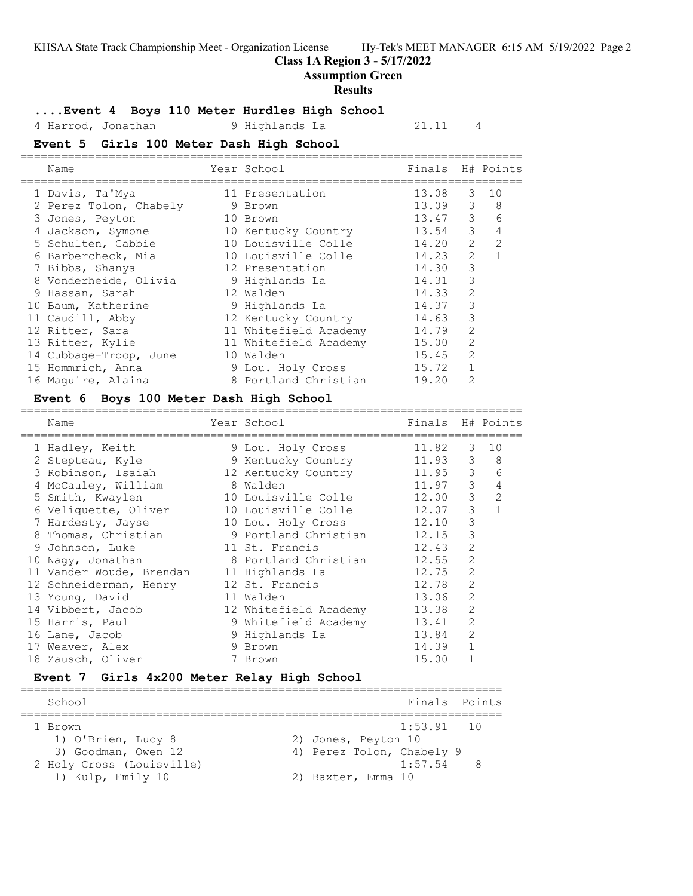## Class 1A Region 3 - 5/17/2022

## Assumption Green

## Results

### ....Event 4 Boys 110 Meter Hurdles High School

| | Name | Year | School | Finals | H# | Points |
|---|---|---|---|---|---|---|
| 4 | Harrod, Jonathan | 9 | Highlands La | 21.11 | 4 | |

### Event 5 Girls 100 Meter Dash High School

| | Name | Year | School | Finals | H# | Points |
|---|---|---|---|---|---|---|
| 1 | Davis, Ta'Mya | 11 | Presentation | 13.08 | 3 | 10 |
| 2 | Perez Tolon, Chabely | 9 | Brown | 13.09 | 3 | 8 |
| 3 | Jones, Peyton | 10 | Brown | 13.47 | 3 | 6 |
| 4 | Jackson, Symone | 10 | Kentucky Country | 13.54 | 3 | 4 |
| 5 | Schulten, Gabbie | 10 | Louisville Colle | 14.20 | 2 | 2 |
| 6 | Barbercheck, Mia | 10 | Louisville Colle | 14.23 | 2 | 1 |
| 7 | Bibbs, Shanya | 12 | Presentation | 14.30 | 3 | |
| 8 | Vonderheide, Olivia | 9 | Highlands La | 14.31 | 3 | |
| 9 | Hassan, Sarah | 12 | Walden | 14.33 | 2 | |
| 10 | Baum, Katherine | 9 | Highlands La | 14.37 | 3 | |
| 11 | Caudill, Abby | 12 | Kentucky Country | 14.63 | 3 | |
| 12 | Ritter, Sara | 11 | Whitefield Academy | 14.79 | 2 | |
| 13 | Ritter, Kylie | 11 | Whitefield Academy | 15.00 | 2 | |
| 14 | Cubbage-Troop, June | 10 | Walden | 15.45 | 2 | |
| 15 | Hommrich, Anna | 9 | Lou. Holy Cross | 15.72 | 1 | |
| 16 | Maguire, Alaina | 8 | Portland Christian | 19.20 | 2 | |

### Event 6 Boys 100 Meter Dash High School

| | Name | Year | School | Finals | H# | Points |
|---|---|---|---|---|---|---|
| 1 | Hadley, Keith | 9 | Lou. Holy Cross | 11.82 | 3 | 10 |
| 2 | Stepteau, Kyle | 9 | Kentucky Country | 11.93 | 3 | 8 |
| 3 | Robinson, Isaiah | 12 | Kentucky Country | 11.95 | 3 | 6 |
| 4 | McCauley, William | 8 | Walden | 11.97 | 3 | 4 |
| 5 | Smith, Kwaylen | 10 | Louisville Colle | 12.00 | 3 | 2 |
| 6 | Veliquette, Oliver | 10 | Louisville Colle | 12.07 | 3 | 1 |
| 7 | Hardesty, Jayse | 10 | Lou. Holy Cross | 12.10 | 3 | |
| 8 | Thomas, Christian | 9 | Portland Christian | 12.15 | 3 | |
| 9 | Johnson, Luke | 11 | St. Francis | 12.43 | 2 | |
| 10 | Nagy, Jonathan | 8 | Portland Christian | 12.55 | 2 | |
| 11 | Vander Woude, Brendan | 11 | Highlands La | 12.75 | 2 | |
| 12 | Schneiderman, Henry | 12 | St. Francis | 12.78 | 2 | |
| 13 | Young, David | 11 | Walden | 13.06 | 2 | |
| 14 | Vibbert, Jacob | 12 | Whitefield Academy | 13.38 | 2 | |
| 15 | Harris, Paul | 9 | Whitefield Academy | 13.41 | 2 | |
| 16 | Lane, Jacob | 9 | Highlands La | 13.84 | 2 | |
| 17 | Weaver, Alex | 9 | Brown | 14.39 | 1 | |
| 18 | Zausch, Oliver | 7 | Brown | 15.00 | 1 | |

### Event 7 Girls 4x200 Meter Relay High School

| | School | Finals | Points |
|---|---|---|---|
| 1 | Brown | 1:53.91 | 10 |
| | 1) O'Brien, Lucy 8; 2) Jones, Peyton 10; 3) Goodman, Owen 12; 4) Perez Tolon, Chabely 9 | | |
| 2 | Holy Cross (Louisville) | 1:57.54 | 8 |
| | 1) Kulp, Emily 10; 2) Baxter, Emma 10 | | |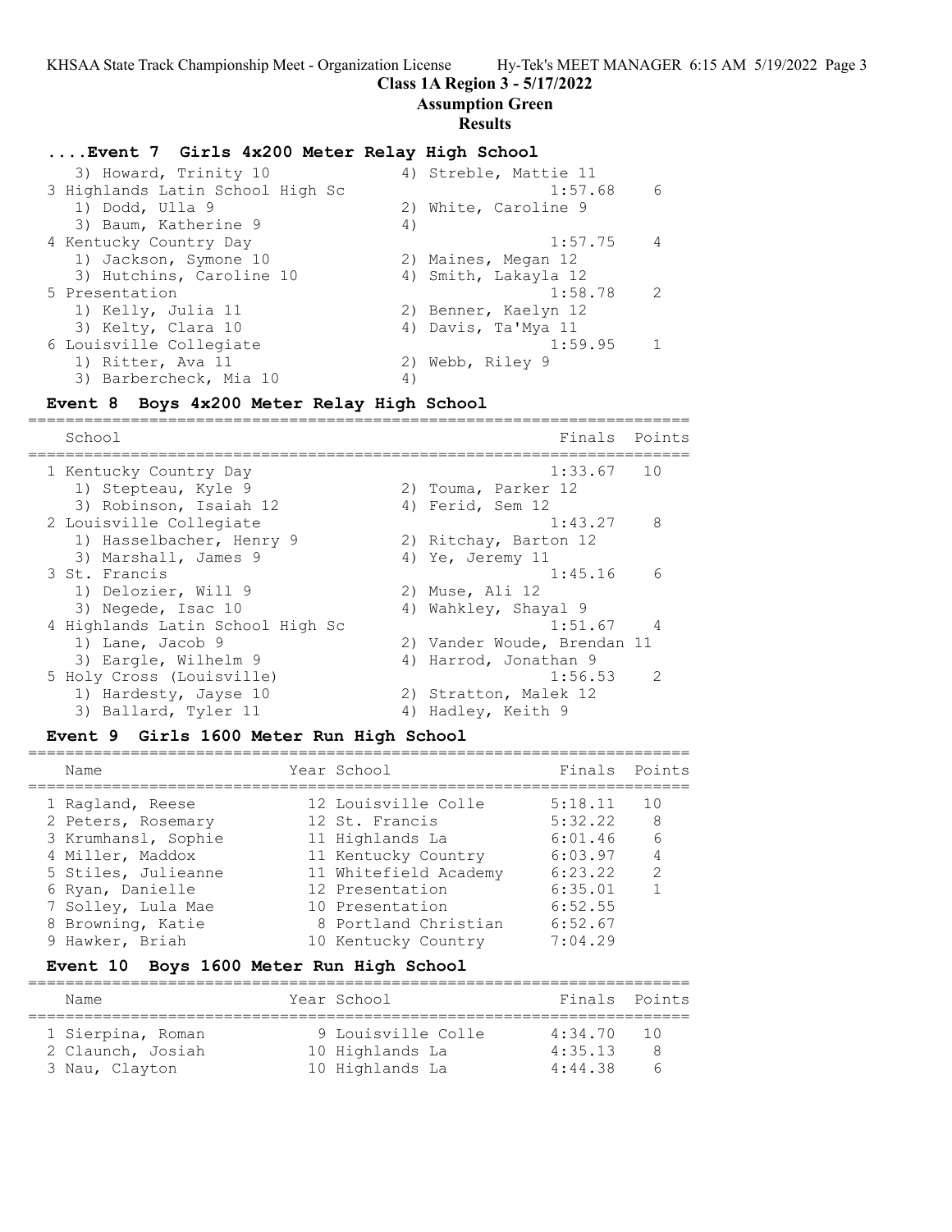**Class 1A Region 3 - 5/17/2022**
**Assumption Green**
**Results**

### ....Event 7 Girls 4x200 Meter Relay High School

```
   3) Howard, Trinity 10              4) Streble, Mattie 11
 3 Highlands Latin School High Sc                1:57.68    6
   1) Dodd, Ulla 9                    2) White, Caroline 9
   3) Baum, Katherine 9               4)
 4 Kentucky Country Day                          1:57.75    4
   1) Jackson, Symone 10              2) Maines, Megan 12
   3) Hutchins, Caroline 10           4) Smith, Lakayla 12
 5 Presentation                                  1:58.78    2
   1) Kelly, Julia 11                 2) Benner, Kaelyn 12
   3) Kelty, Clara 10                 4) Davis, Ta'Mya 11
 6 Louisville Collegiate                         1:59.95    1
   1) Ritter, Ava 11                  2) Webb, Riley 9
   3) Barbercheck, Mia 10             4)
```

### Event 8 Boys 4x200 Meter Relay High School

```
===================================================================
    School                                        Finals  Points
===================================================================
  1 Kentucky Country Day                          1:33.67   10
     1) Stepteau, Kyle 9                2) Touma, Parker 12
     3) Robinson, Isaiah 12             4) Ferid, Sem 12
  2 Louisville Collegiate                         1:43.27    8
     1) Hasselbacher, Henry 9           2) Ritchay, Barton 12
     3) Marshall, James 9               4) Ye, Jeremy 11
  3 St. Francis                                   1:45.16    6
     1) Delozier, Will 9                2) Muse, Ali 12
     3) Negede, Isac 10                 4) Wahkley, Shayal 9
  4 Highlands Latin School High Sc                1:51.67    4
     1) Lane, Jacob 9                   2) Vander Woude, Brendan 11
     3) Eargle, Wilhelm 9               4) Harrod, Jonathan 9
  5 Holy Cross (Louisville)                       1:56.53    2
     1) Hardesty, Jayse 10              2) Stratton, Malek 12
     3) Ballard, Tyler 11               4) Hadley, Keith 9
```

### Event 9 Girls 1600 Meter Run High School

| Name | Year | School | Finals | Points |
|---|---|---|---|---|
| 1 Ragland, Reese | 12 | Louisville Colle | 5:18.11 | 10 |
| 2 Peters, Rosemary | 12 | St. Francis | 5:32.22 | 8 |
| 3 Krumhansl, Sophie | 11 | Highlands La | 6:01.46 | 6 |
| 4 Miller, Maddox | 11 | Kentucky Country | 6:03.97 | 4 |
| 5 Stiles, Julieanne | 11 | Whitefield Academy | 6:23.22 | 2 |
| 6 Ryan, Danielle | 12 | Presentation | 6:35.01 | 1 |
| 7 Solley, Lula Mae | 10 | Presentation | 6:52.55 | |
| 8 Browning, Katie | 8 | Portland Christian | 6:52.67 | |
| 9 Hawker, Briah | 10 | Kentucky Country | 7:04.29 | |

### Event 10 Boys 1600 Meter Run High School

| Name | Year | School | Finals | Points |
|---|---|---|---|---|
| 1 Sierpina, Roman | 9 | Louisville Colle | 4:34.70 | 10 |
| 2 Claunch, Josiah | 10 | Highlands La | 4:35.13 | 8 |
| 3 Nau, Clayton | 10 | Highlands La | 4:44.38 | 6 |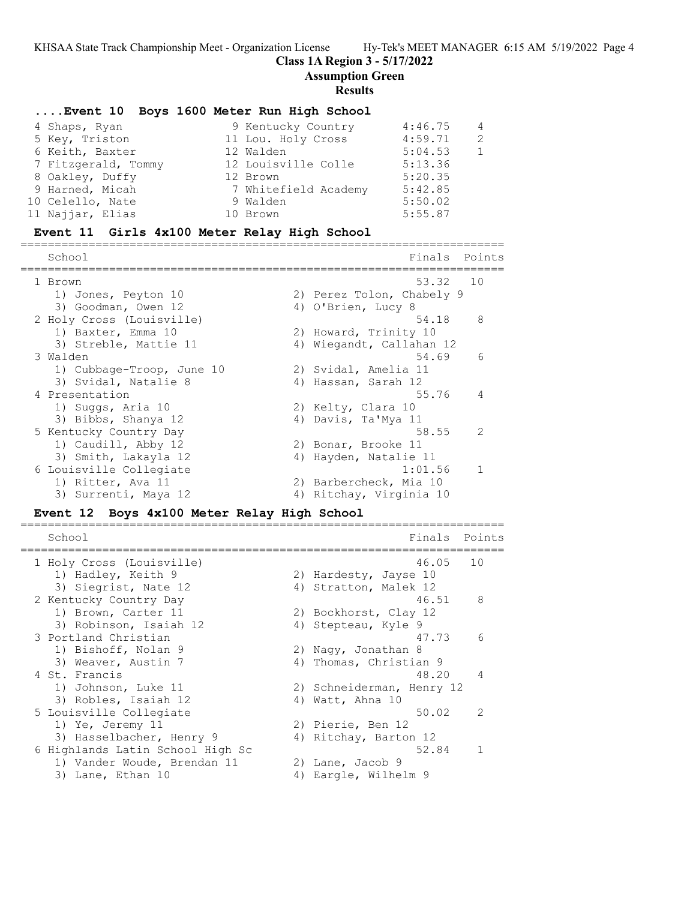## Class 1A Region 3 - 5/17/2022

### Assumption Green

### Results

### ....Event 10 Boys 1600 Meter Run High School

| | | | | |
|---|---|---|---|---|
| 4 | Shaps, Ryan | 9 Kentucky Country | 4:46.75 | 4 |
| 5 | Key, Triston | 11 Lou. Holy Cross | 4:59.71 | 2 |
| 6 | Keith, Baxter | 12 Walden | 5:04.53 | 1 |
| 7 | Fitzgerald, Tommy | 12 Louisville Colle | 5:13.36 | |
| 8 | Oakley, Duffy | 12 Brown | 5:20.35 | |
| 9 | Harned, Micah | 7 Whitefield Academy | 5:42.85 | |
| 10 | Celello, Nate | 9 Walden | 5:50.02 | |
| 11 | Najjar, Elias | 10 Brown | 5:55.87 | |

### Event 11 Girls 4x100 Meter Relay High School

| School | Finals | Points |
|---|---|---|
| 1 Brown | 53.32 | 10 |
| 1) Jones, Peyton 10; 2) Perez Tolon, Chabely 9; 3) Goodman, Owen 12; 4) O'Brien, Lucy 8 | | |
| 2 Holy Cross (Louisville) | 54.18 | 8 |
| 1) Baxter, Emma 10; 2) Howard, Trinity 10; 3) Streble, Mattie 11; 4) Wiegandt, Callahan 12 | | |
| 3 Walden | 54.69 | 6 |
| 1) Cubbage-Troop, June 10; 2) Svidal, Amelia 11; 3) Svidal, Natalie 8; 4) Hassan, Sarah 12 | | |
| 4 Presentation | 55.76 | 4 |
| 1) Suggs, Aria 10; 2) Kelty, Clara 10; 3) Bibbs, Shanya 12; 4) Davis, Ta'Mya 11 | | |
| 5 Kentucky Country Day | 58.55 | 2 |
| 1) Caudill, Abby 12; 2) Bonar, Brooke 11; 3) Smith, Lakayla 12; 4) Hayden, Natalie 11 | | |
| 6 Louisville Collegiate | 1:01.56 | 1 |
| 1) Ritter, Ava 11; 2) Barbercheck, Mia 10; 3) Surrenti, Maya 12; 4) Ritchay, Virginia 10 | | |

### Event 12 Boys 4x100 Meter Relay High School

| School | Finals | Points |
|---|---|---|
| 1 Holy Cross (Louisville) | 46.05 | 10 |
| 1) Hadley, Keith 9; 2) Hardesty, Jayse 10; 3) Siegrist, Nate 12; 4) Stratton, Malek 12 | | |
| 2 Kentucky Country Day | 46.51 | 8 |
| 1) Brown, Carter 11; 2) Bockhorst, Clay 12; 3) Robinson, Isaiah 12; 4) Stepteau, Kyle 9 | | |
| 3 Portland Christian | 47.73 | 6 |
| 1) Bishoff, Nolan 9; 2) Nagy, Jonathan 8; 3) Weaver, Austin 7; 4) Thomas, Christian 9 | | |
| 4 St. Francis | 48.20 | 4 |
| 1) Johnson, Luke 11; 2) Schneiderman, Henry 12; 3) Robles, Isaiah 12; 4) Watt, Ahna 10 | | |
| 5 Louisville Collegiate | 50.02 | 2 |
| 1) Ye, Jeremy 11; 2) Pierie, Ben 12; 3) Hasselbacher, Henry 9; 4) Ritchay, Barton 12 | | |
| 6 Highlands Latin School High Sc | 52.84 | 1 |
| 1) Vander Woude, Brendan 11; 2) Lane, Jacob 9; 3) Lane, Ethan 10; 4) Eargle, Wilhelm 9 | | |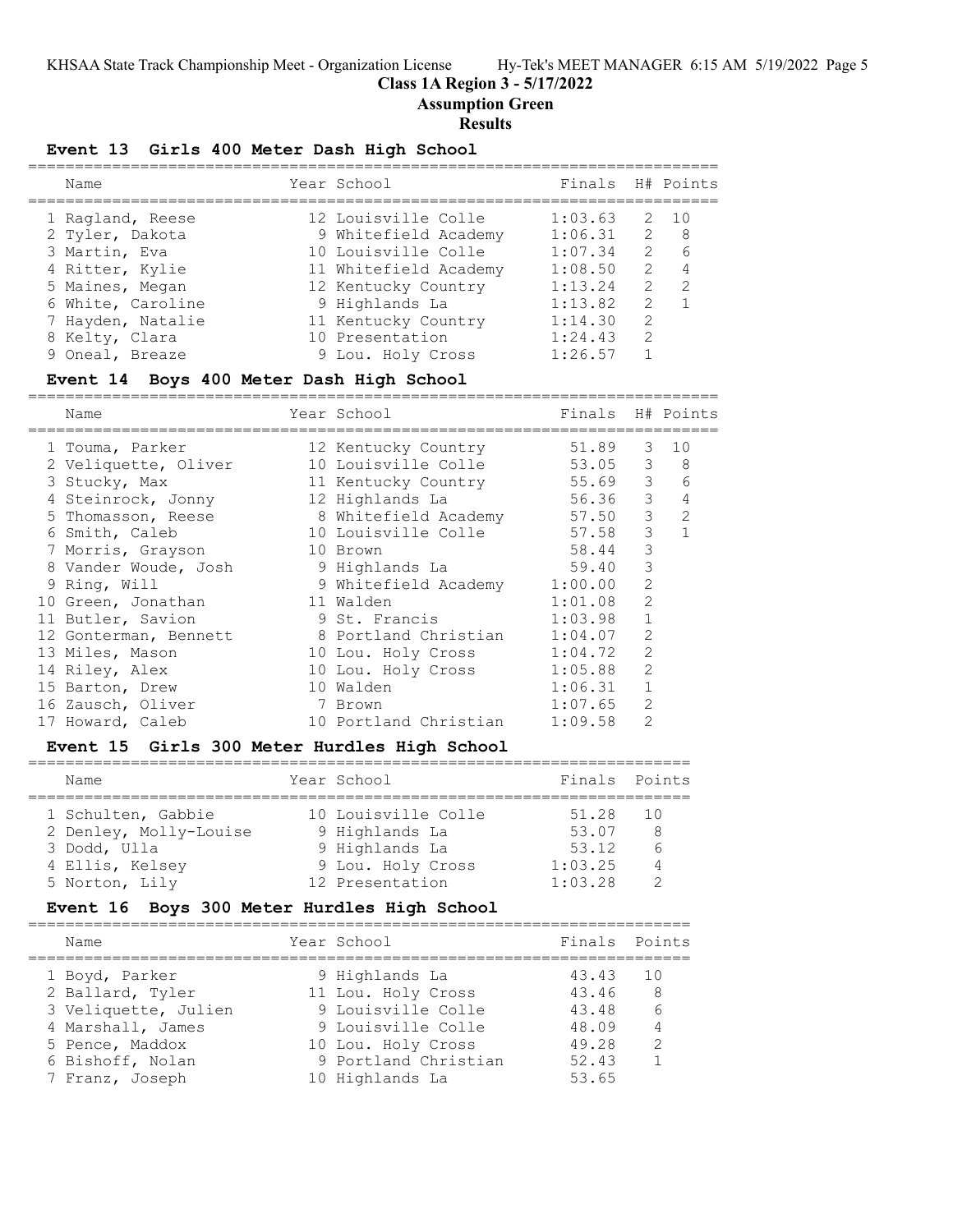## Class 1A Region 3 - 5/17/2022

## Assumption Green

## Results

### Event 13 Girls 400 Meter Dash High School

| | Name | Year | School | Finals | H# | Points |
|---|---|---|---|---|---|---|
| 1 | Ragland, Reese | 12 | Louisville Colle | 1:03.63 | 2 | 10 |
| 2 | Tyler, Dakota | 9 | Whitefield Academy | 1:06.31 | 2 | 8 |
| 3 | Martin, Eva | 10 | Louisville Colle | 1:07.34 | 2 | 6 |
| 4 | Ritter, Kylie | 11 | Whitefield Academy | 1:08.50 | 2 | 4 |
| 5 | Maines, Megan | 12 | Kentucky Country | 1:13.24 | 2 | 2 |
| 6 | White, Caroline | 9 | Highlands La | 1:13.82 | 2 | 1 |
| 7 | Hayden, Natalie | 11 | Kentucky Country | 1:14.30 | 2 | |
| 8 | Kelty, Clara | 10 | Presentation | 1:24.43 | 2 | |
| 9 | Oneal, Breaze | 9 | Lou. Holy Cross | 1:26.57 | 1 | |

### Event 14 Boys 400 Meter Dash High School

| | Name | Year | School | Finals | H# | Points |
|---|---|---|---|---|---|---|
| 1 | Touma, Parker | 12 | Kentucky Country | 51.89 | 3 | 10 |
| 2 | Veliquette, Oliver | 10 | Louisville Colle | 53.05 | 3 | 8 |
| 3 | Stucky, Max | 11 | Kentucky Country | 55.69 | 3 | 6 |
| 4 | Steinrock, Jonny | 12 | Highlands La | 56.36 | 3 | 4 |
| 5 | Thomasson, Reese | 8 | Whitefield Academy | 57.50 | 3 | 2 |
| 6 | Smith, Caleb | 10 | Louisville Colle | 57.58 | 3 | 1 |
| 7 | Morris, Grayson | 10 | Brown | 58.44 | 3 | |
| 8 | Vander Woude, Josh | 9 | Highlands La | 59.40 | 3 | |
| 9 | Ring, Will | 9 | Whitefield Academy | 1:00.00 | 2 | |
| 10 | Green, Jonathan | 11 | Walden | 1:01.08 | 2 | |
| 11 | Butler, Savion | 9 | St. Francis | 1:03.98 | 1 | |
| 12 | Gonterman, Bennett | 8 | Portland Christian | 1:04.07 | 2 | |
| 13 | Miles, Mason | 10 | Lou. Holy Cross | 1:04.72 | 2 | |
| 14 | Riley, Alex | 10 | Lou. Holy Cross | 1:05.88 | 2 | |
| 15 | Barton, Drew | 10 | Walden | 1:06.31 | 1 | |
| 16 | Zausch, Oliver | 7 | Brown | 1:07.65 | 2 | |
| 17 | Howard, Caleb | 10 | Portland Christian | 1:09.58 | 2 | |

### Event 15 Girls 300 Meter Hurdles High School

| | Name | Year | School | Finals | Points |
|---|---|---|---|---|---|
| 1 | Schulten, Gabbie | 10 | Louisville Colle | 51.28 | 10 |
| 2 | Denley, Molly-Louise | 9 | Highlands La | 53.07 | 8 |
| 3 | Dodd, Ulla | 9 | Highlands La | 53.12 | 6 |
| 4 | Ellis, Kelsey | 9 | Lou. Holy Cross | 1:03.25 | 4 |
| 5 | Norton, Lily | 12 | Presentation | 1:03.28 | 2 |

### Event 16 Boys 300 Meter Hurdles High School

| | Name | Year | School | Finals | Points |
|---|---|---|---|---|---|
| 1 | Boyd, Parker | 9 | Highlands La | 43.43 | 10 |
| 2 | Ballard, Tyler | 11 | Lou. Holy Cross | 43.46 | 8 |
| 3 | Veliquette, Julien | 9 | Louisville Colle | 43.48 | 6 |
| 4 | Marshall, James | 9 | Louisville Colle | 48.09 | 4 |
| 5 | Pence, Maddox | 10 | Lou. Holy Cross | 49.28 | 2 |
| 6 | Bishoff, Nolan | 9 | Portland Christian | 52.43 | 1 |
| 7 | Franz, Joseph | 10 | Highlands La | 53.65 | |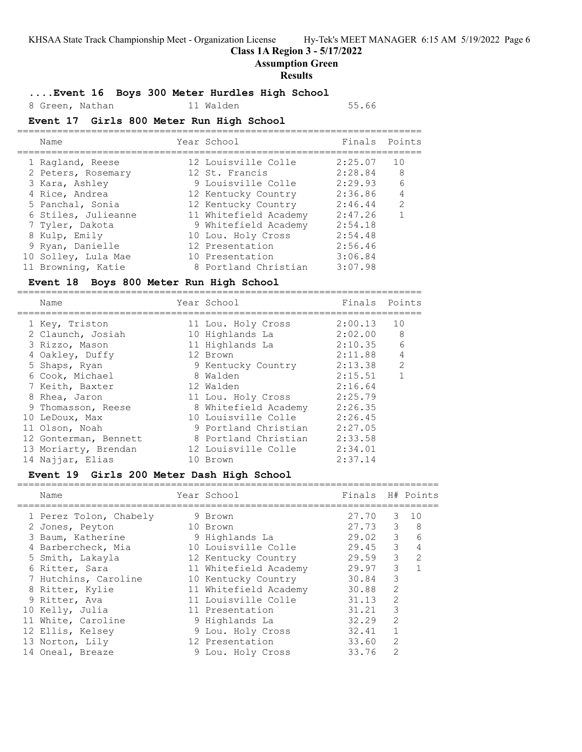## Class 1A Region 3 - 5/17/2022

## Assumption Green

## Results

### ....Event 16 Boys 300 Meter Hurdles High School

| | | | |
|---|---|---|---|
| 8 | Green, Nathan | 11 Walden | 55.66 |

### Event 17 Girls 800 Meter Run High School

| | Name | Year | School | Finals | Points |
|---|---|---|---|---|---|
| 1 | Ragland, Reese | 12 | Louisville Colle | 2:25.07 | 10 |
| 2 | Peters, Rosemary | 12 | St. Francis | 2:28.84 | 8 |
| 3 | Kara, Ashley | 9 | Louisville Colle | 2:29.93 | 6 |
| 4 | Rice, Andrea | 12 | Kentucky Country | 2:36.86 | 4 |
| 5 | Panchal, Sonia | 12 | Kentucky Country | 2:46.44 | 2 |
| 6 | Stiles, Julieanne | 11 | Whitefield Academy | 2:47.26 | 1 |
| 7 | Tyler, Dakota | 9 | Whitefield Academy | 2:54.18 | |
| 8 | Kulp, Emily | 10 | Lou. Holy Cross | 2:54.48 | |
| 9 | Ryan, Danielle | 12 | Presentation | 2:56.46 | |
| 10 | Solley, Lula Mae | 10 | Presentation | 3:06.84 | |
| 11 | Browning, Katie | 8 | Portland Christian | 3:07.98 | |

### Event 18 Boys 800 Meter Run High School

| | Name | Year | School | Finals | Points |
|---|---|---|---|---|---|
| 1 | Key, Triston | 11 | Lou. Holy Cross | 2:00.13 | 10 |
| 2 | Claunch, Josiah | 10 | Highlands La | 2:02.00 | 8 |
| 3 | Rizzo, Mason | 11 | Highlands La | 2:10.35 | 6 |
| 4 | Oakley, Duffy | 12 | Brown | 2:11.88 | 4 |
| 5 | Shaps, Ryan | 9 | Kentucky Country | 2:13.38 | 2 |
| 6 | Cook, Michael | 8 | Walden | 2:15.51 | 1 |
| 7 | Keith, Baxter | 12 | Walden | 2:16.64 | |
| 8 | Rhea, Jaron | 11 | Lou. Holy Cross | 2:25.79 | |
| 9 | Thomasson, Reese | 8 | Whitefield Academy | 2:26.35 | |
| 10 | LeDoux, Max | 10 | Louisville Colle | 2:26.45 | |
| 11 | Olson, Noah | 9 | Portland Christian | 2:27.05 | |
| 12 | Gonterman, Bennett | 8 | Portland Christian | 2:33.58 | |
| 13 | Moriarty, Brendan | 12 | Louisville Colle | 2:34.01 | |
| 14 | Najjar, Elias | 10 | Brown | 2:37.14 | |

### Event 19 Girls 200 Meter Dash High School

| | Name | Year | School | Finals | H# | Points |
|---|---|---|---|---|---|---|
| 1 | Perez Tolon, Chabely | 9 | Brown | 27.70 | 3 | 10 |
| 2 | Jones, Peyton | 10 | Brown | 27.73 | 3 | 8 |
| 3 | Baum, Katherine | 9 | Highlands La | 29.02 | 3 | 6 |
| 4 | Barbercheck, Mia | 10 | Louisville Colle | 29.45 | 3 | 4 |
| 5 | Smith, Lakayla | 12 | Kentucky Country | 29.59 | 3 | 2 |
| 6 | Ritter, Sara | 11 | Whitefield Academy | 29.97 | 3 | 1 |
| 7 | Hutchins, Caroline | 10 | Kentucky Country | 30.84 | 3 | |
| 8 | Ritter, Kylie | 11 | Whitefield Academy | 30.88 | 2 | |
| 9 | Ritter, Ava | 11 | Louisville Colle | 31.13 | 2 | |
| 10 | Kelly, Julia | 11 | Presentation | 31.21 | 3 | |
| 11 | White, Caroline | 9 | Highlands La | 32.29 | 2 | |
| 12 | Ellis, Kelsey | 9 | Lou. Holy Cross | 32.41 | 1 | |
| 13 | Norton, Lily | 12 | Presentation | 33.60 | 2 | |
| 14 | Oneal, Breaze | 9 | Lou. Holy Cross | 33.76 | 2 | |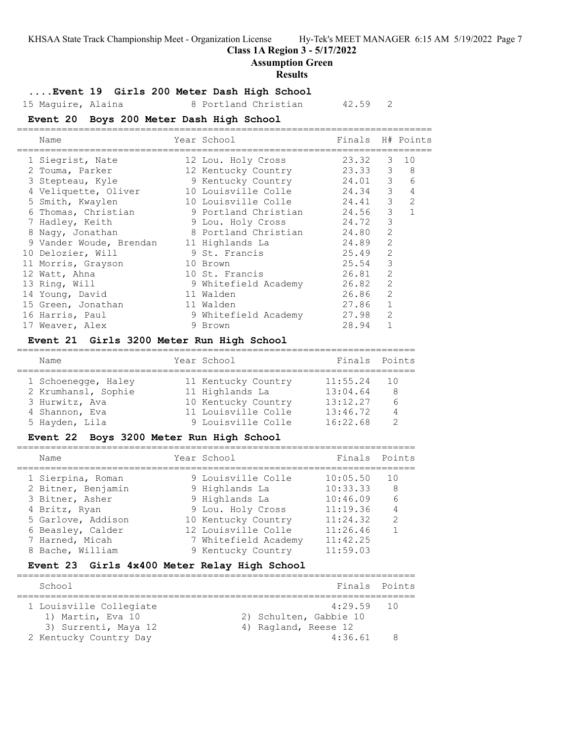## Class 1A Region 3 - 5/17/2022

## Assumption Green

## Results

### ....Event 19 Girls 200 Meter Dash High School

| | | | | | |
|---|---|---|---|---|---|
| 15 | Maguire, Alaina | 8 | Portland Christian | 42.59 | 2 |

### Event 20 Boys 200 Meter Dash High School

| | Name | Year | School | Finals | H# | Points |
|---|---|---|---|---|---|---|
| 1 | Siegrist, Nate | 12 | Lou. Holy Cross | 23.32 | 3 | 10 |
| 2 | Touma, Parker | 12 | Kentucky Country | 23.33 | 3 | 8 |
| 3 | Stepteau, Kyle | 9 | Kentucky Country | 24.01 | 3 | 6 |
| 4 | Veliquette, Oliver | 10 | Louisville Colle | 24.34 | 3 | 4 |
| 5 | Smith, Kwaylen | 10 | Louisville Colle | 24.41 | 3 | 2 |
| 6 | Thomas, Christian | 9 | Portland Christian | 24.56 | 3 | 1 |
| 7 | Hadley, Keith | 9 | Lou. Holy Cross | 24.72 | 3 | |
| 8 | Nagy, Jonathan | 8 | Portland Christian | 24.80 | 2 | |
| 9 | Vander Woude, Brendan | 11 | Highlands La | 24.89 | 2 | |
| 10 | Delozier, Will | 9 | St. Francis | 25.49 | 2 | |
| 11 | Morris, Grayson | 10 | Brown | 25.54 | 3 | |
| 12 | Watt, Ahna | 10 | St. Francis | 26.81 | 2 | |
| 13 | Ring, Will | 9 | Whitefield Academy | 26.82 | 2 | |
| 14 | Young, David | 11 | Walden | 26.86 | 2 | |
| 15 | Green, Jonathan | 11 | Walden | 27.86 | 1 | |
| 16 | Harris, Paul | 9 | Whitefield Academy | 27.98 | 2 | |
| 17 | Weaver, Alex | 9 | Brown | 28.94 | 1 | |

### Event 21 Girls 3200 Meter Run High School

| | Name | Year | School | Finals | Points |
|---|---|---|---|---|---|
| 1 | Schoenegge, Haley | 11 | Kentucky Country | 11:55.24 | 10 |
| 2 | Krumhansl, Sophie | 11 | Highlands La | 13:04.64 | 8 |
| 3 | Hurwitz, Ava | 10 | Kentucky Country | 13:12.27 | 6 |
| 4 | Shannon, Eva | 11 | Louisville Colle | 13:46.72 | 4 |
| 5 | Hayden, Lila | 9 | Louisville Colle | 16:22.68 | 2 |

### Event 22 Boys 3200 Meter Run High School

| | Name | Year | School | Finals | Points |
|---|---|---|---|---|---|
| 1 | Sierpina, Roman | 9 | Louisville Colle | 10:05.50 | 10 |
| 2 | Bitner, Benjamin | 9 | Highlands La | 10:33.33 | 8 |
| 3 | Bitner, Asher | 9 | Highlands La | 10:46.09 | 6 |
| 4 | Britz, Ryan | 9 | Lou. Holy Cross | 11:19.36 | 4 |
| 5 | Garlove, Addison | 10 | Kentucky Country | 11:24.32 | 2 |
| 6 | Beasley, Calder | 12 | Louisville Colle | 11:26.46 | 1 |
| 7 | Harned, Micah | 7 | Whitefield Academy | 11:42.25 | |
| 8 | Bache, William | 9 | Kentucky Country | 11:59.03 | |

### Event 23 Girls 4x400 Meter Relay High School

| | School | Finals | Points |
|---|---|---|---|
| 1 | Louisville Collegiate | 4:29.59 | 10 |
| | 1) Martin, Eva 10; 2) Schulten, Gabbie 10; 3) Surrenti, Maya 12; 4) Ragland, Reese 12 | | |
| 2 | Kentucky Country Day | 4:36.61 | 8 |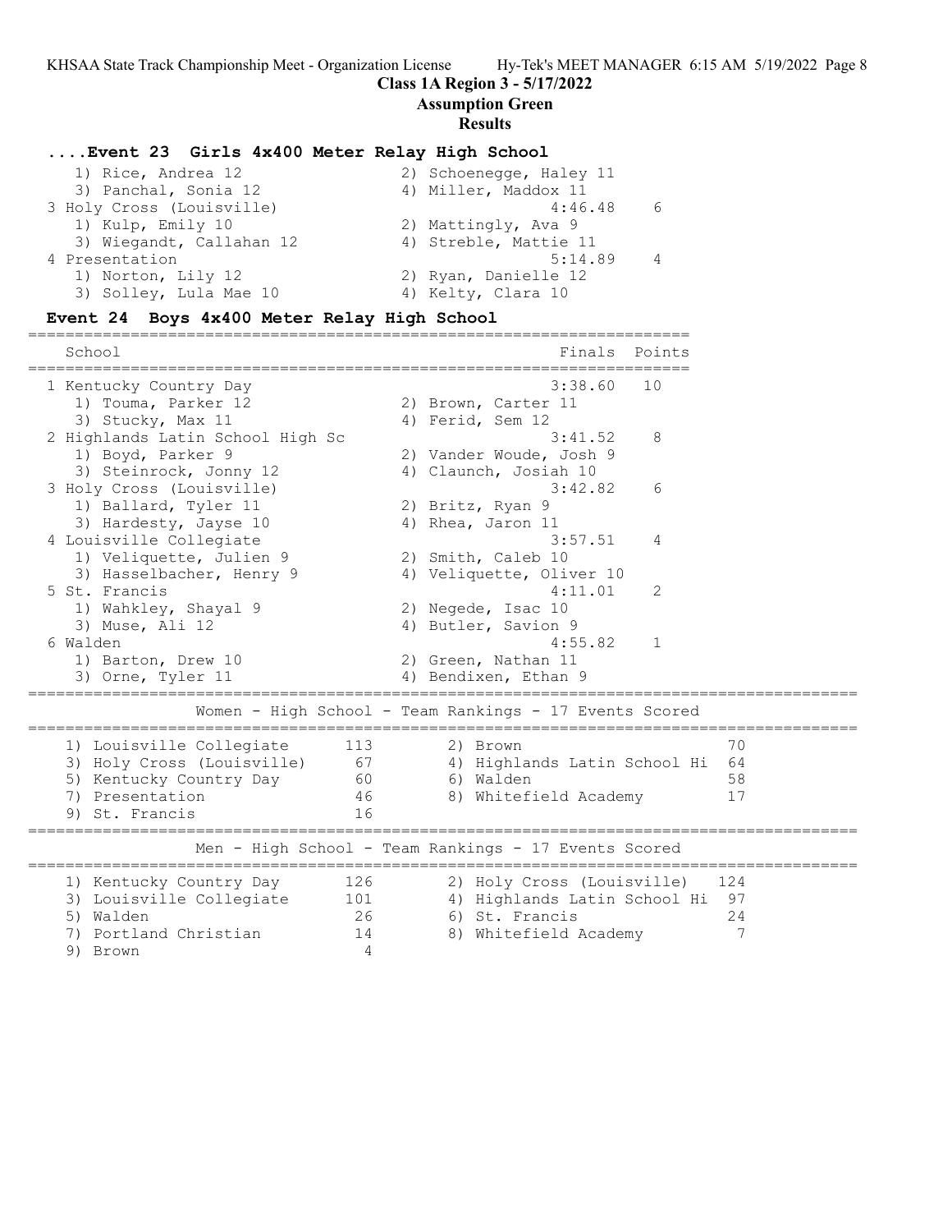## Class 1A Region 3 - 5/17/2022
## Assumption Green
## Results

### ....Event 23 Girls 4x400 Meter Relay High School

| School | Finals | Points |
|---|---|---|
| 1) Rice, Andrea 12; 2) Schoenegge, Haley 11; 3) Panchal, Sonia 12; 4) Miller, Maddox 11 | | |
| 3 Holy Cross (Louisville) | 4:46.48 | 6 |
| 1) Kulp, Emily 10; 2) Mattingly, Ava 9; 3) Wiegandt, Callahan 12; 4) Streble, Mattie 11 | | |
| 4 Presentation | 5:14.89 | 4 |
| 1) Norton, Lily 12; 2) Ryan, Danielle 12; 3) Solley, Lula Mae 10; 4) Kelty, Clara 10 | | |

### Event 24 Boys 4x400 Meter Relay High School

| School | Finals | Points |
|---|---|---|
| 1 Kentucky Country Day | 3:38.60 | 10 |
| 1) Touma, Parker 12; 2) Brown, Carter 11; 3) Stucky, Max 11; 4) Ferid, Sem 12 | | |
| 2 Highlands Latin School High Sc | 3:41.52 | 8 |
| 1) Boyd, Parker 9; 2) Vander Woude, Josh 9; 3) Steinrock, Jonny 12; 4) Claunch, Josiah 10 | | |
| 3 Holy Cross (Louisville) | 3:42.82 | 6 |
| 1) Ballard, Tyler 11; 2) Britz, Ryan 9; 3) Hardesty, Jayse 10; 4) Rhea, Jaron 11 | | |
| 4 Louisville Collegiate | 3:57.51 | 4 |
| 1) Veliquette, Julien 9; 2) Smith, Caleb 10; 3) Hasselbacher, Henry 9; 4) Veliquette, Oliver 10 | | |
| 5 St. Francis | 4:11.01 | 2 |
| 1) Wahkley, Shayal 9; 2) Negede, Isac 10; 3) Muse, Ali 12; 4) Butler, Savion 9 | | |
| 6 Walden | 4:55.82 | 1 |
| 1) Barton, Drew 10; 2) Green, Nathan 11; 3) Orne, Tyler 11; 4) Bendixen, Ethan 9 | | |

### Women - High School - Team Rankings - 17 Events Scored

| Rank | Team | Points |
|---|---|---|
| 1) | Louisville Collegiate | 113 |
| 2) | Brown | 70 |
| 3) | Holy Cross (Louisville) | 67 |
| 4) | Highlands Latin School Hi | 64 |
| 5) | Kentucky Country Day | 60 |
| 6) | Walden | 58 |
| 7) | Presentation | 46 |
| 8) | Whitefield Academy | 17 |
| 9) | St. Francis | 16 |

### Men - High School - Team Rankings - 17 Events Scored

| Rank | Team | Points |
|---|---|---|
| 1) | Kentucky Country Day | 126 |
| 2) | Holy Cross (Louisville) | 124 |
| 3) | Louisville Collegiate | 101 |
| 4) | Highlands Latin School Hi | 97 |
| 5) | Walden | 26 |
| 6) | St. Francis | 24 |
| 7) | Portland Christian | 14 |
| 8) | Whitefield Academy | 7 |
| 9) | Brown | 4 |